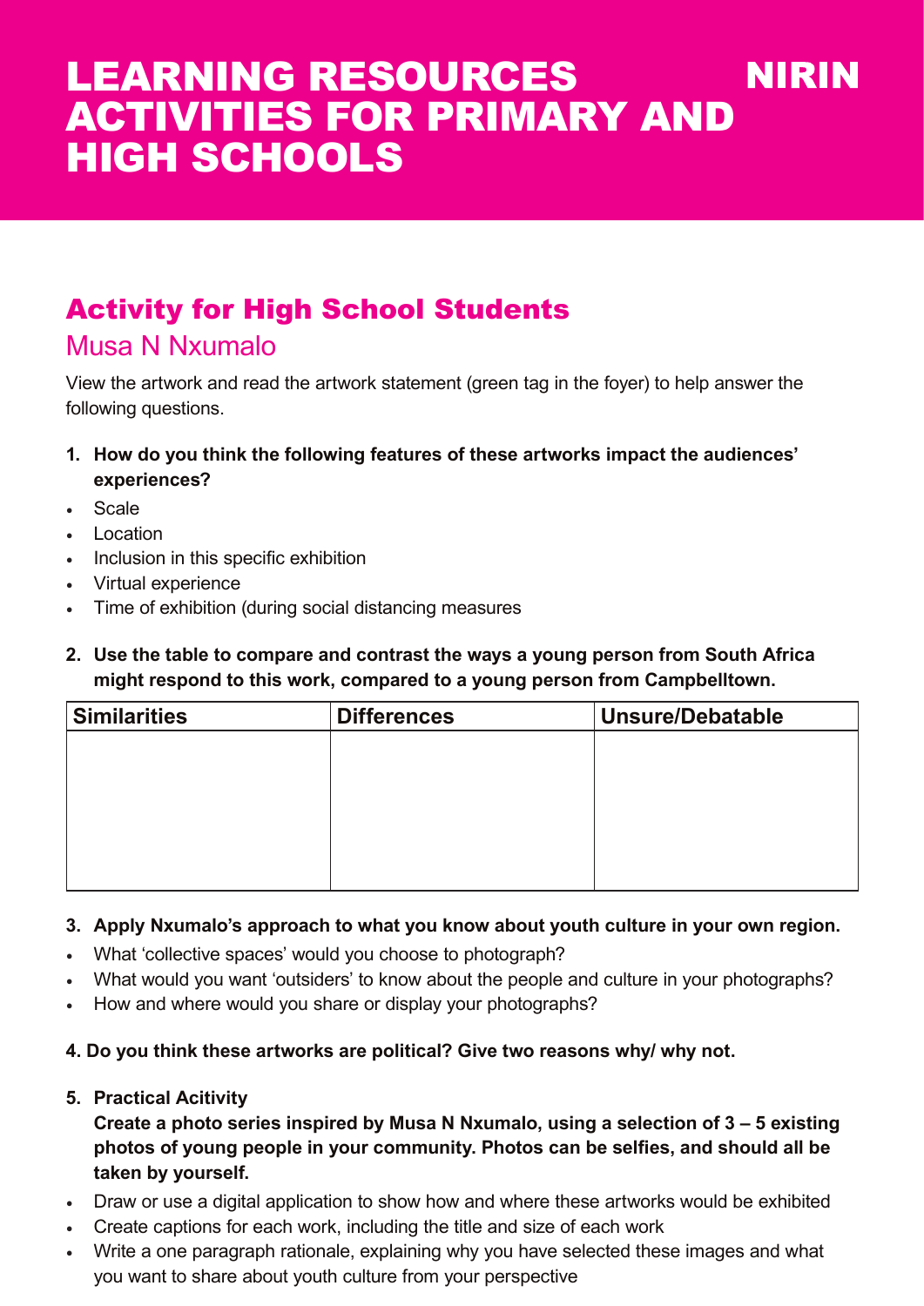# LEARNING RESOURCES ACTIVITIES FOR PRIMARY AND HIGH SCHOOLS

NIRIN

## Activity for High School Students

### Musa N Nxumalo

View the artwork and read the artwork statement (green tag in the foyer) to help answer the following questions.

1. **How do you think the following features of these artworks impact the audiences' experiences?**

- Scale
- Location
- Inclusion in this specific exhibition
- Virtual experience
- Time of exhibition (during social distancing measures

2. **Use the table to compare and contrast the ways a young person from South Africa might respond to this work, compared to a young person from Campbelltown.**

| Similarities | Differences | Unsure/Debatable |
| --- | --- | --- |
| | | |

3. **Apply Nxumalo's approach to what you know about youth culture in your own region.**

- What 'collective spaces' would you choose to photograph?
- What would you want 'outsiders' to know about the people and culture in your photographs?
- How and where would you share or display your photographs?

**4. Do you think these artworks are political? Give two reasons why/ why not.**

5. **Practical Acitivity**
   **Create a photo series inspired by Musa N Nxumalo, using a selection of 3 – 5 existing photos of young people in your community. Photos can be selfies, and should all be taken by yourself.**

- Draw or use a digital application to show how and where these artworks would be exhibited
- Create captions for each work, including the title and size of each work
- Write a one paragraph rationale, explaining why you have selected these images and what you want to share about youth culture from your perspective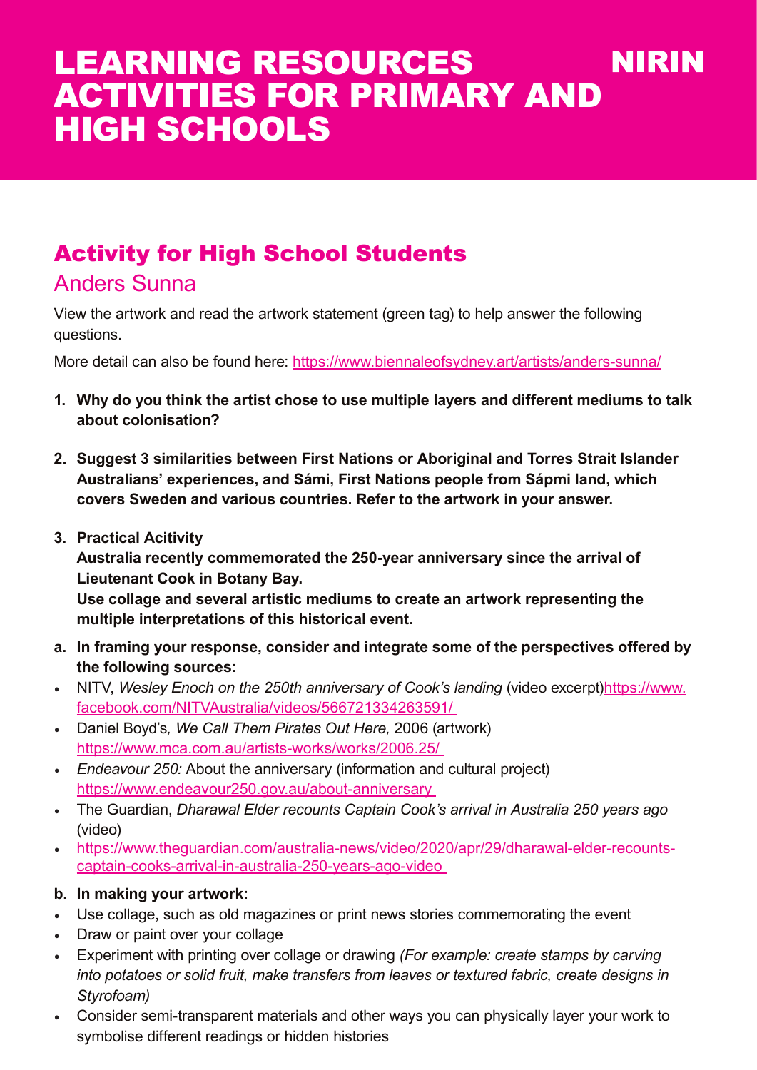# LEARNING RESOURCES ACTIVITIES FOR PRIMARY AND HIGH SCHOOLS

NIRIN

## Activity for High School Students

### Anders Sunna

View the artwork and read the artwork statement (green tag) to help answer the following questions.

More detail can also be found here: https://www.biennaleofsydney.art/artists/anders-sunna/

1. **Why do you think the artist chose to use multiple layers and different mediums to talk about colonisation?**

2. **Suggest 3 similarities between First Nations or Aboriginal and Torres Strait Islander Australians' experiences, and Sámi, First Nations people from Sápmi land, which covers Sweden and various countries. Refer to the artwork in your answer.**

3. **Practical Acitivity**
   **Australia recently commemorated the 250-year anniversary since the arrival of Lieutenant Cook in Botany Bay.**
   **Use collage and several artistic mediums to create an artwork representing the multiple interpretations of this historical event.**

a. **In framing your response, consider and integrate some of the perspectives offered by the following sources:**

- NITV, *Wesley Enoch on the 250th anniversary of Cook's landing* (video excerpt)https://www.facebook.com/NITVAustralia/videos/566721334263591/
- Daniel Boyd's*, We Call Them Pirates Out Here,* 2006 (artwork) https://www.mca.com.au/artists-works/works/2006.25/
- *Endeavour 250:* About the anniversary (information and cultural project) https://www.endeavour250.gov.au/about-anniversary
- The Guardian, *Dharawal Elder recounts Captain Cook's arrival in Australia 250 years ago* (video)
- https://www.theguardian.com/australia-news/video/2020/apr/29/dharawal-elder-recounts-captain-cooks-arrival-in-australia-250-years-ago-video

b. **In making your artwork:**

- Use collage, such as old magazines or print news stories commemorating the event
- Draw or paint over your collage
- Experiment with printing over collage or drawing *(For example: create stamps by carving into potatoes or solid fruit, make transfers from leaves or textured fabric, create designs in Styrofoam)*
- Consider semi-transparent materials and other ways you can physically layer your work to symbolise different readings or hidden histories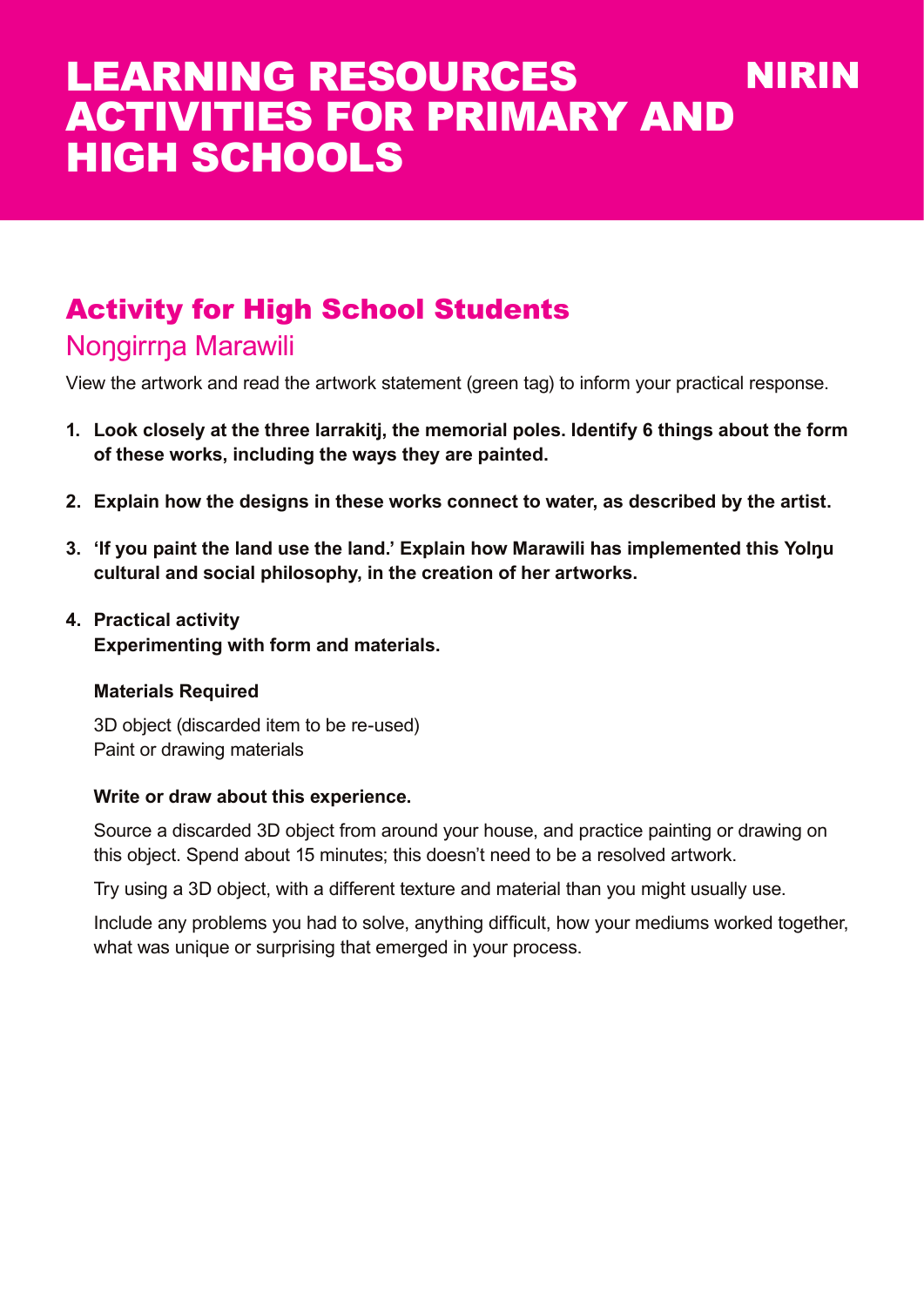# LEARNING RESOURCES ACTIVITIES FOR PRIMARY AND HIGH SCHOOLS

NIRIN

## Activity for High School Students

### Noŋgirrŋa Marawili

View the artwork and read the artwork statement (green tag) to inform your practical response.

1. **Look closely at the three larrakitj, the memorial poles. Identify 6 things about the form of these works, including the ways they are painted.**

2. **Explain how the designs in these works connect to water, as described by the artist.**

3. **'If you paint the land use the land.' Explain how Marawili has implemented this Yolŋu cultural and social philosophy, in the creation of her artworks.**

4. **Practical activity**
   **Experimenting with form and materials.**

   **Materials Required**

   3D object (discarded item to be re-used)
   Paint or drawing materials

   **Write or draw about this experience.**

   Source a discarded 3D object from around your house, and practice painting or drawing on this object. Spend about 15 minutes; this doesn't need to be a resolved artwork.

   Try using a 3D object, with a different texture and material than you might usually use.

   Include any problems you had to solve, anything difficult, how your mediums worked together, what was unique or surprising that emerged in your process.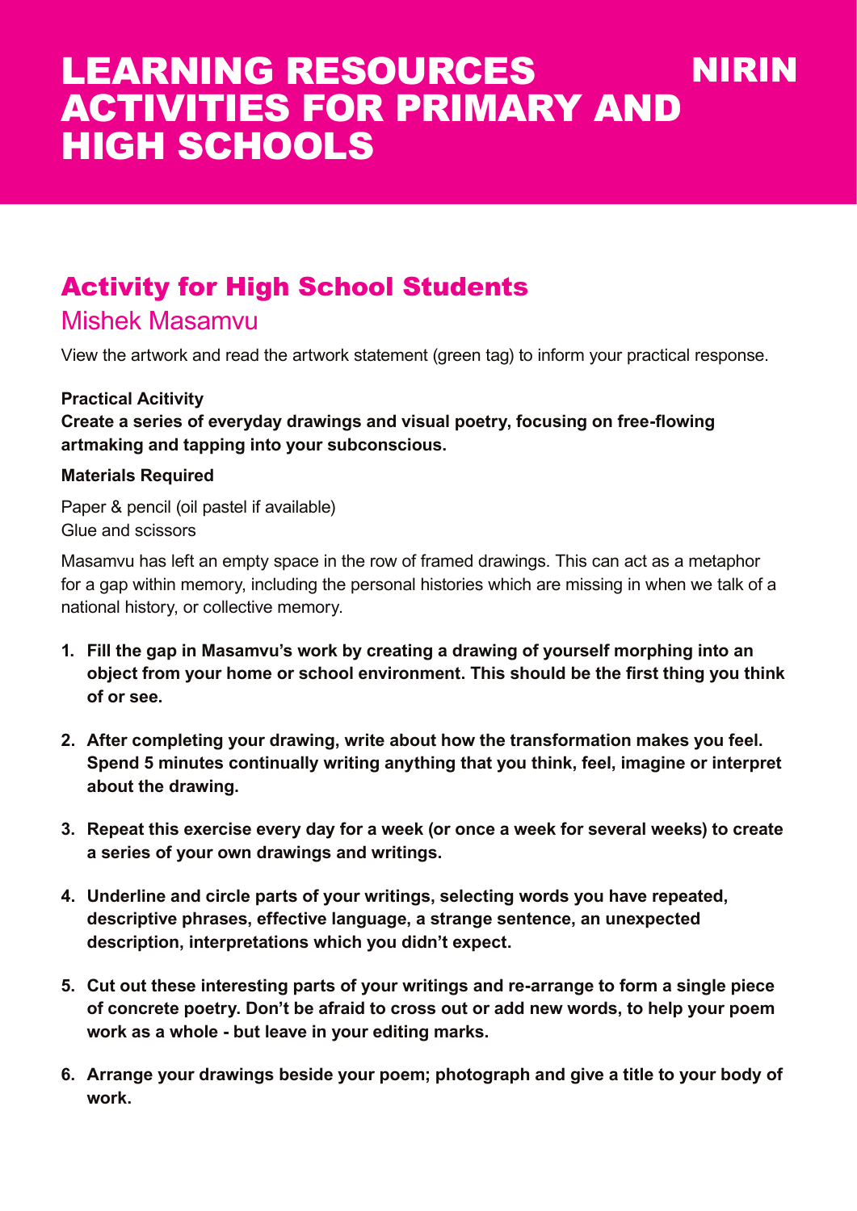# LEARNING RESOURCES ACTIVITIES FOR PRIMARY AND HIGH SCHOOLS

NIRIN

## Activity for High School Students

### Mishek Masamvu

View the artwork and read the artwork statement (green tag) to inform your practical response.

**Practical Acitivity**

**Create a series of everyday drawings and visual poetry, focusing on free-flowing artmaking and tapping into your subconscious.**

**Materials Required**

Paper & pencil (oil pastel if available)
Glue and scissors

Masamvu has left an empty space in the row of framed drawings. This can act as a metaphor for a gap within memory, including the personal histories which are missing in when we talk of a national history, or collective memory.

1. **Fill the gap in Masamvu's work by creating a drawing of yourself morphing into an object from your home or school environment. This should be the first thing you think of or see.**
2. **After completing your drawing, write about how the transformation makes you feel. Spend 5 minutes continually writing anything that you think, feel, imagine or interpret about the drawing.**
3. **Repeat this exercise every day for a week (or once a week for several weeks) to create a series of your own drawings and writings.**
4. **Underline and circle parts of your writings, selecting words you have repeated, descriptive phrases, effective language, a strange sentence, an unexpected description, interpretations which you didn't expect.**
5. **Cut out these interesting parts of your writings and re-arrange to form a single piece of concrete poetry. Don't be afraid to cross out or add new words, to help your poem work as a whole - but leave in your editing marks.**
6. **Arrange your drawings beside your poem; photograph and give a title to your body of work.**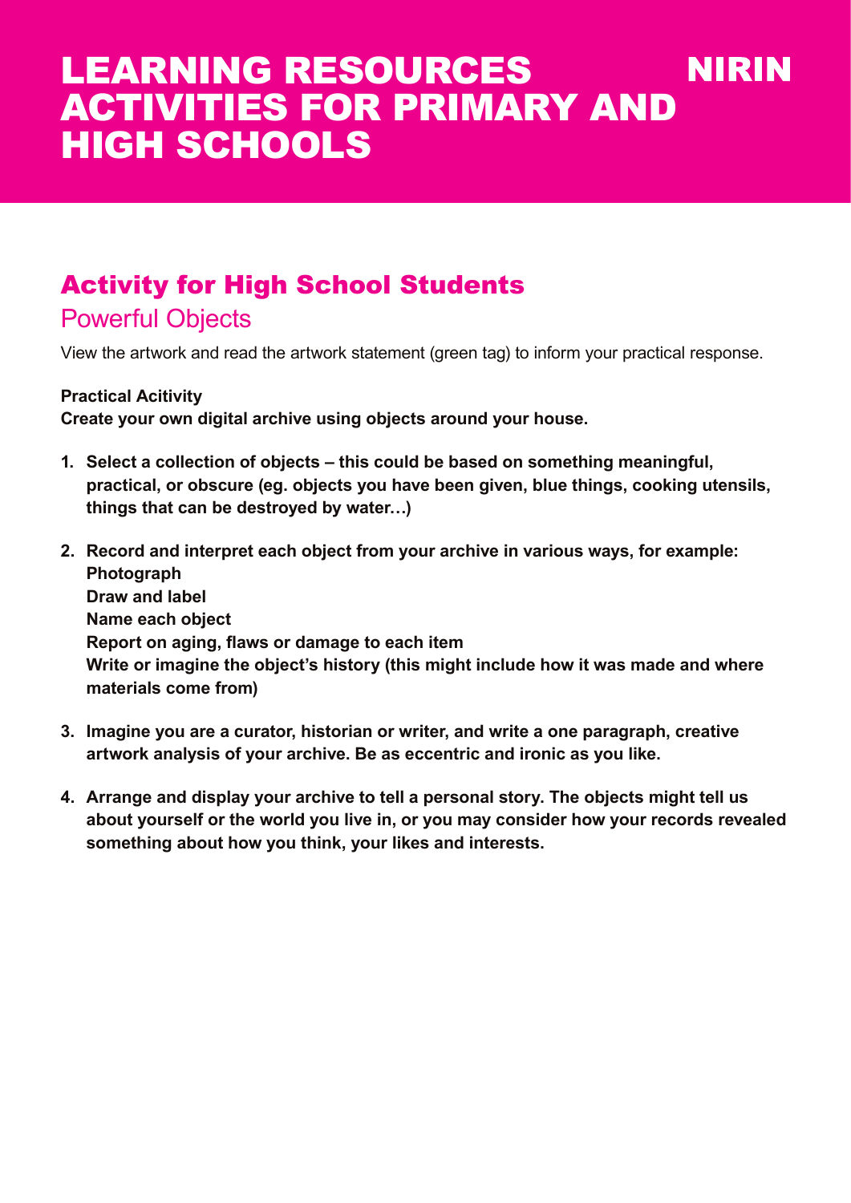# LEARNING RESOURCES ACTIVITIES FOR PRIMARY AND HIGH SCHOOLS

# NIRIN

## Activity for High School Students

### Powerful Objects

View the artwork and read the artwork statement (green tag) to inform your practical response.

**Practical Acitivity**
**Create your own digital archive using objects around your house.**

1. **Select a collection of objects – this could be based on something meaningful, practical, or obscure (eg. objects you have been given, blue things, cooking utensils, things that can be destroyed by water…)**

2. **Record and interpret each object from your archive in various ways, for example:**
   **Photograph**
   **Draw and label**
   **Name each object**
   **Report on aging, flaws or damage to each item**
   **Write or imagine the object's history (this might include how it was made and where materials come from)**

3. **Imagine you are a curator, historian or writer, and write a one paragraph, creative artwork analysis of your archive. Be as eccentric and ironic as you like.**

4. **Arrange and display your archive to tell a personal story. The objects might tell us about yourself or the world you live in, or you may consider how your records revealed something about how you think, your likes and interests.**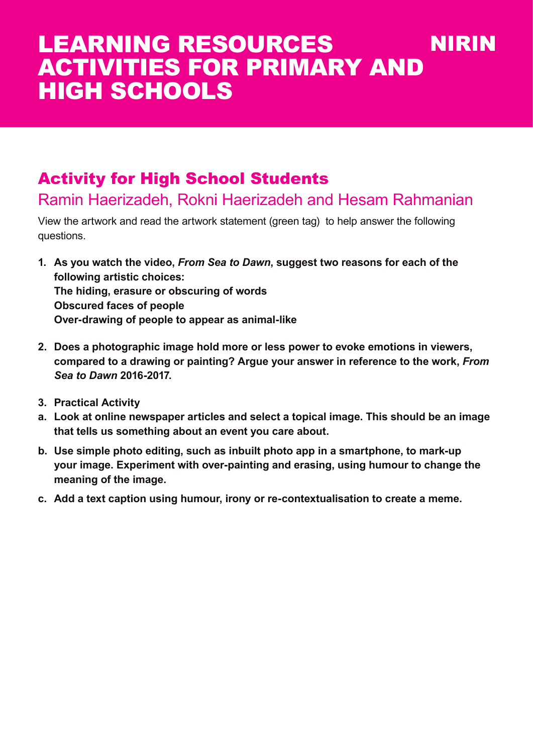# LEARNING RESOURCES ACTIVITIES FOR PRIMARY AND HIGH SCHOOLS

NIRIN

## Activity for High School Students

### Ramin Haerizadeh, Rokni Haerizadeh and Hesam Rahmanian

View the artwork and read the artwork statement (green tag) to help answer the following questions.

1. **As you watch the video, *From Sea to Dawn*, suggest two reasons for each of the following artistic choices:**
   **The hiding, erasure or obscuring of words**
   **Obscured faces of people**
   **Over-drawing of people to appear as animal-like**

2. **Does a photographic image hold more or less power to evoke emotions in viewers, compared to a drawing or painting? Argue your answer in reference to the work, *From Sea to Dawn* 2016-2017.**

3. **Practical Activity**

a. **Look at online newspaper articles and select a topical image. This should be an image that tells us something about an event you care about.**

b. **Use simple photo editing, such as inbuilt photo app in a smartphone, to mark-up your image. Experiment with over-painting and erasing, using humour to change the meaning of the image.**

c. **Add a text caption using humour, irony or re-contextualisation to create a meme.**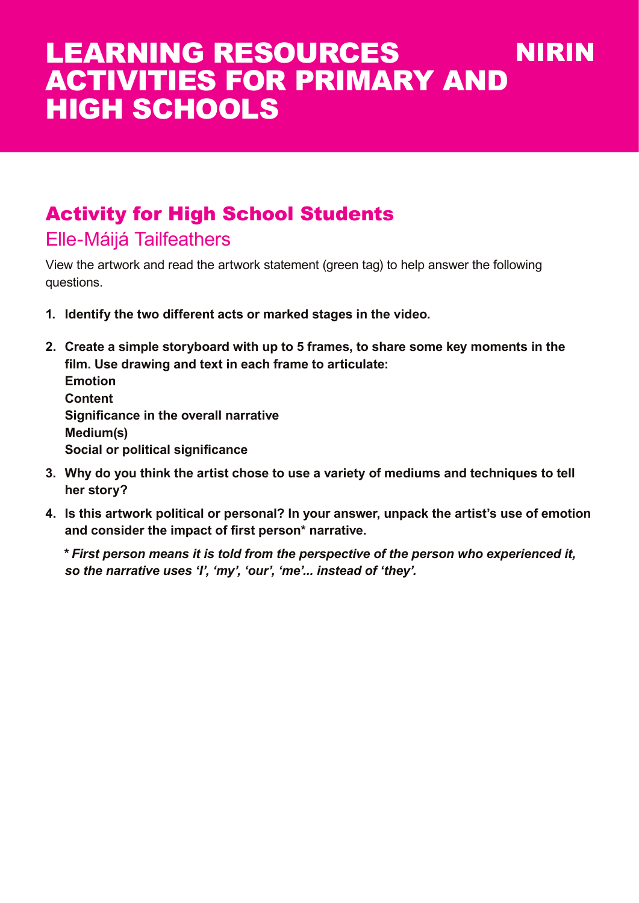# LEARNING RESOURCES ACTIVITIES FOR PRIMARY AND HIGH SCHOOLS

NIRIN

## Activity for High School Students

### Elle-Máijá Tailfeathers

View the artwork and read the artwork statement (green tag) to help answer the following questions.

1. **Identify the two different acts or marked stages in the video.**
2. **Create a simple storyboard with up to 5 frames, to share some key moments in the film. Use drawing and text in each frame to articulate:**
   **Emotion**
   **Content**
   **Significance in the overall narrative**
   **Medium(s)**
   **Social or political significance**
3. **Why do you think the artist chose to use a variety of mediums and techniques to tell her story?**
4. **Is this artwork political or personal? In your answer, unpack the artist's use of emotion and consider the impact of first person* narrative.**

   ***** ***First person means it is told from the perspective of the person who experienced it, so the narrative uses 'I', 'my', 'our', 'me'... instead of 'they'.***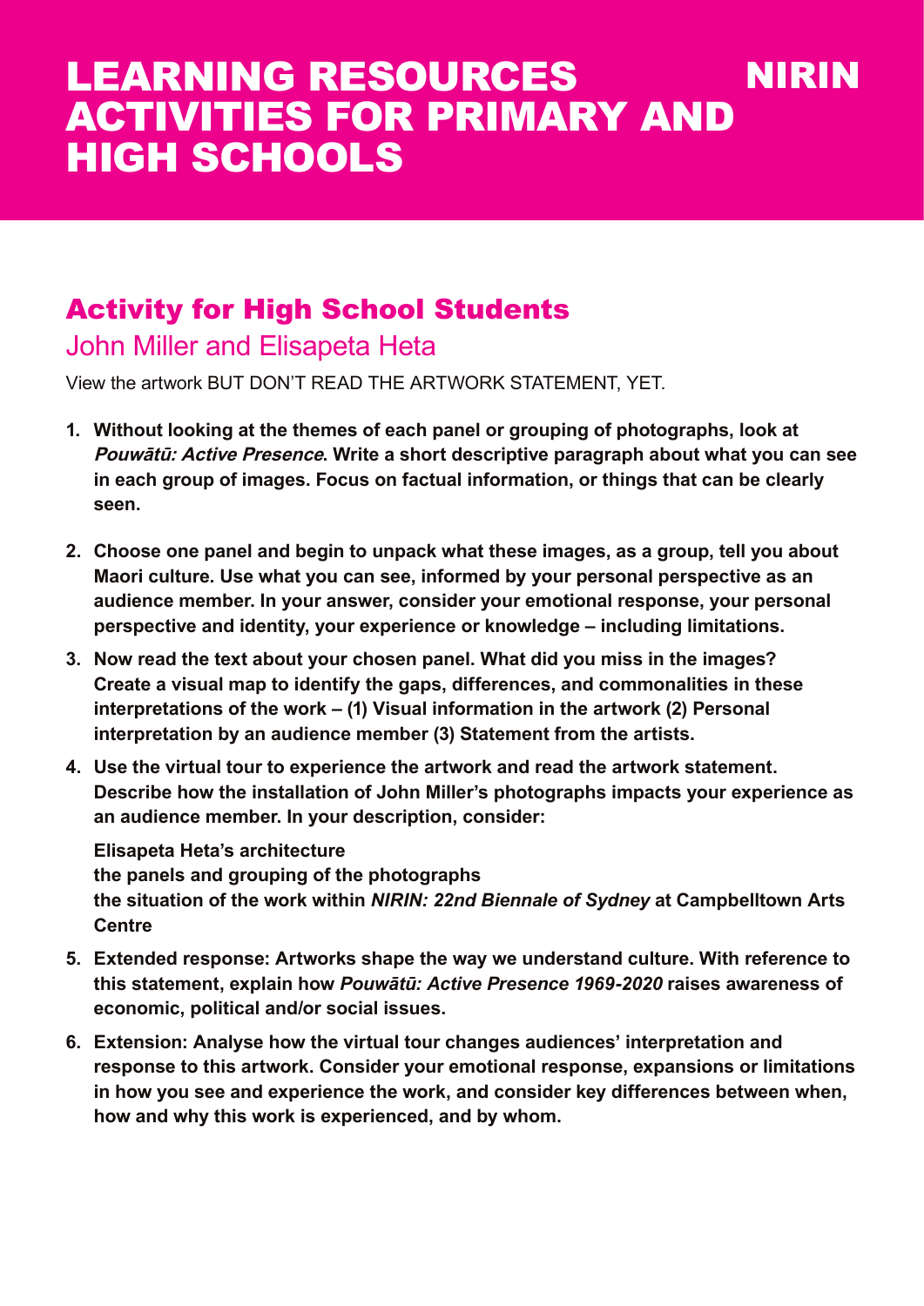# LEARNING RESOURCES ACTIVITIES FOR PRIMARY AND HIGH SCHOOLS

NIRIN

## Activity for High School Students

### John Miller and Elisapeta Heta

View the artwork BUT DON'T READ THE ARTWORK STATEMENT, YET.

1. **Without looking at the themes of each panel or grouping of photographs, look at *Pouwātū: Active Presence*. Write a short descriptive paragraph about what you can see in each group of images. Focus on factual information, or things that can be clearly seen.**

2. **Choose one panel and begin to unpack what these images, as a group, tell you about Maori culture. Use what you can see, informed by your personal perspective as an audience member. In your answer, consider your emotional response, your personal perspective and identity, your experience or knowledge – including limitations.**

3. **Now read the text about your chosen panel. What did you miss in the images? Create a visual map to identify the gaps, differences, and commonalities in these interpretations of the work – (1) Visual information in the artwork (2) Personal interpretation by an audience member (3) Statement from the artists.**

4. **Use the virtual tour to experience the artwork and read the artwork statement. Describe how the installation of John Miller's photographs impacts your experience as an audience member. In your description, consider:**

   **Elisapeta Heta's architecture**
   **the panels and grouping of the photographs**
   **the situation of the work within *NIRIN: 22nd Biennale of Sydney* at Campbelltown Arts Centre**

5. **Extended response: Artworks shape the way we understand culture. With reference to this statement, explain how *Pouwātū: Active Presence 1969-2020* raises awareness of economic, political and/or social issues.**

6. **Extension: Analyse how the virtual tour changes audiences' interpretation and response to this artwork. Consider your emotional response, expansions or limitations in how you see and experience the work, and consider key differences between when, how and why this work is experienced, and by whom.**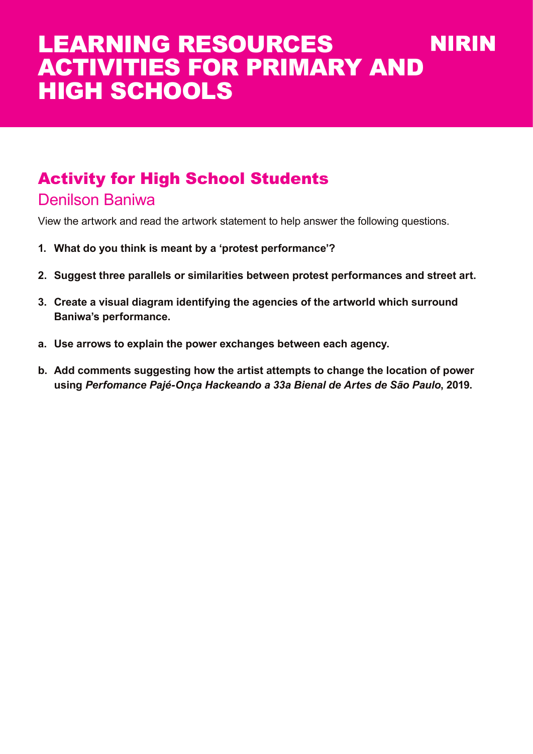# LEARNING RESOURCES ACTIVITIES FOR PRIMARY AND HIGH SCHOOLS

NIRIN

## Activity for High School Students

### Denilson Baniwa

View the artwork and read the artwork statement to help answer the following questions.

1. **What do you think is meant by a 'protest performance'?**

2. **Suggest three parallels or similarities between protest performances and street art.**

3. **Create a visual diagram identifying the agencies of the artworld which surround Baniwa's performance.**

a. **Use arrows to explain the power exchanges between each agency.**

b. **Add comments suggesting how the artist attempts to change the location of power using *Perfomance Pajé-Onça Hackeando a 33a Bienal de Artes de São Paulo*, 2019.**